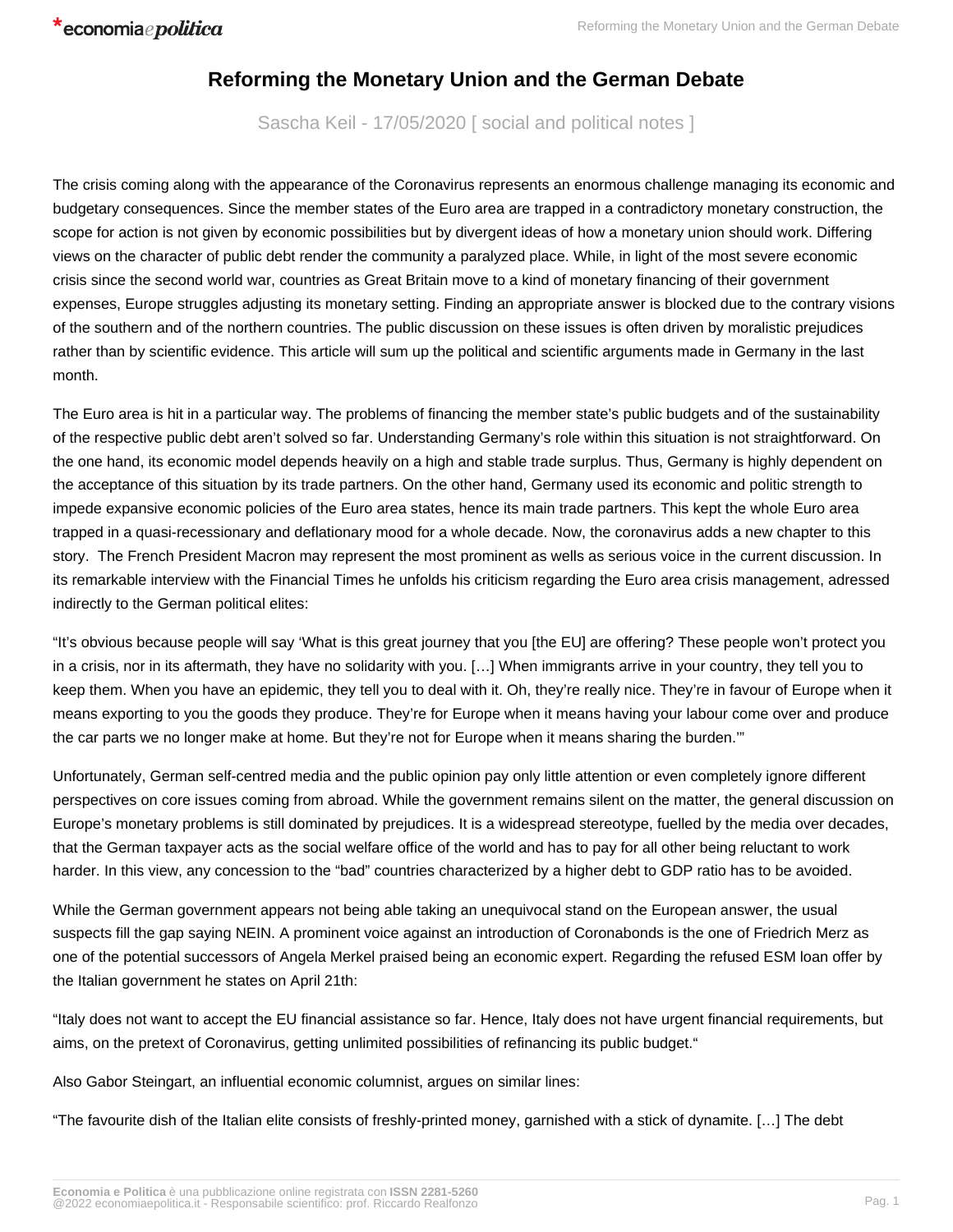# Reforming the Monetary Union and the German Debate

Sascha Keil - 17/05/2020 [ social and political notes ]

The crisis coming along with the appearance of the Coronavirus represents an enormous challenge managing its economic and budgetary consequences. Since the member states of the Euro area are trapped in a contradictory monetary construction, the scope for action is not given by economic possibilities but by divergent ideas of how a monetary union should work. Differing views on the character of public debt render the community a paralyzed place. While, in light of the most severe economic crisis since the second world war, countries as Great Britain move to a kind of monetary financing of their government expenses, Europe struggles adjusting its monetary setting. Finding an appropriate answer is blocked due to the contrary visions of the southern and of the northern countries. The public discussion on these issues is often driven by moralistic prejudices rather than by scientific evidence. This article will sum up the political and scientific arguments made in Germany in the last month.

The Euro area is hit in a particular way. The problems of financing the member state's public budgets and of the sustainability of the respective public debt aren't solved so far. Understanding Germany's role within this situation is not straightforward. On the one hand, its economic model depends heavily on a high and stable trade surplus. Thus, Germany is highly dependent on the acceptance of this situation by its trade partners. On the other hand, Germany used its economic and politic strength to impede expansive economic policies of the Euro area states, hence its main trade partners. This kept the whole Euro area trapped in a quasi-recessionary and deflationary mood for a whole decade. Now, the coronavirus adds a new chapter to this story. The French President Macron may represent the most prominent as wells as serious voice in the current discussion. In its remarkable interview with the Financial Times he unfolds his criticism regarding the Euro area crisis management, adressed indirectly to the German political elites:

"It's obvious because people will say 'What is this great journey that you [the EU] are offering? These people won't protect you in a crisis, nor in its aftermath, they have no solidarity with you. […] When immigrants arrive in your country, they tell you to keep them. When you have an epidemic, they tell you to deal with it. Oh, they're really nice. They're in favour of Europe when it means exporting to you the goods they produce. They're for Europe when it means having your labour come over and produce the car parts we no longer make at home. But they're not for Europe when it means sharing the burden.'"

Unfortunately, German self-centred media and the public opinion pay only little attention or even completely ignore different perspectives on core issues coming from abroad. While the government remains silent on the matter, the general discussion on Europe's monetary problems is still dominated by prejudices. It is a widespread stereotype, fuelled by the media over decades, that the German taxpayer acts as the social welfare office of the world and has to pay for all other being reluctant to work harder. In this view, any concession to the "bad" countries characterized by a higher debt to GDP ratio has to be avoided.

While the German government appears not being able taking an unequivocal stand on the European answer, the usual suspects fill the gap saying NEIN. A prominent voice against an introduction of Coronabonds is the one of Friedrich Merz as one of the potential successors of Angela Merkel praised being an economic expert. Regarding the refused ESM loan offer by the Italian government he states on April 21th:

"Italy does not want to accept the EU financial assistance so far. Hence, Italy does not have urgent financial requirements, but aims, on the pretext of Coronavirus, getting unlimited possibilities of refinancing its public budget."

Also Gabor Steingart, an influential economic columnist, argues on similar lines:

"The favourite dish of the Italian elite consists of freshly-printed money, garnished with a stick of dynamite. […] The debt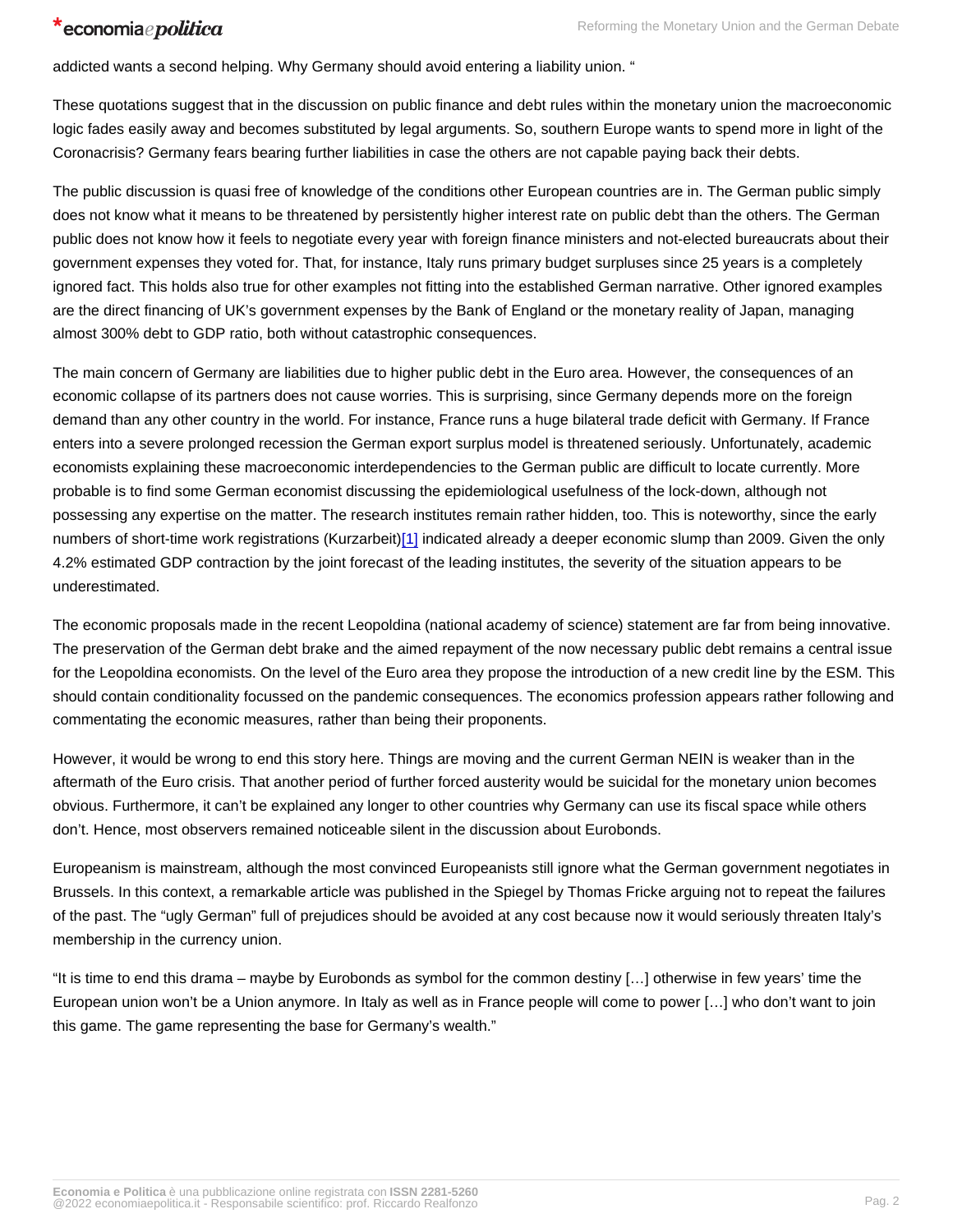addicted wants a second helping. Why Germany should avoid entering a liability union. "

These quotations suggest that in the discussion on public finance and debt rules within the monetary union the macroeconomic logic fades easily away and becomes substituted by legal arguments. So, southern Europe wants to spend more in light of the Coronacrisis? Germany fears bearing further liabilities in case the others are not capable paying back their debts.

The public discussion is quasi free of knowledge of the conditions other European countries are in. The German public simply does not know what it means to be threatened by persistently higher interest rate on public debt than the others. The German public does not know how it feels to negotiate every year with foreign finance ministers and not-elected bureaucrats about their government expenses they voted for. That, for instance, Italy runs primary budget surpluses since 25 years is a completely ignored fact. This holds also true for other examples not fitting into the established German narrative. Other ignored examples are the direct financing of UK's government expenses by the Bank of England or the monetary reality of Japan, managing almost 300% debt to GDP ratio, both without catastrophic consequences.

The main concern of Germany are liabilities due to higher public debt in the Euro area. However, the consequences of an economic collapse of its partners does not cause worries. This is surprising, since Germany depends more on the foreign demand than any other country in the world. For instance, France runs a huge bilateral trade deficit with Germany. If France enters into a severe prolonged recession the German export surplus model is threatened seriously. Unfortunately, academic economists explaining these macroeconomic interdependencies to the German public are difficult to locate currently. More probable is to find some German economist discussing the epidemiological usefulness of the lock-down, although not possessing any expertise on the matter. The research institutes remain rather hidden, too. This is noteworthy, since the early numbers of short-time work registrations (Kurzarbeit)[1] indicated already a deeper economic slump than 2009. Given the only 4.2% estimated GDP contraction by the joint forecast of the leading institutes, the severity of the situation appears to be underestimated.

The economic proposals made in the recent Leopoldina (national academy of science) statement are far from being innovative. The preservation of the German debt brake and the aimed repayment of the now necessary public debt remains a central issue for the Leopoldina economists. On the level of the Euro area they propose the introduction of a new credit line by the ESM. This should contain conditionality focussed on the pandemic consequences. The economics profession appears rather following and commentating the economic measures, rather than being their proponents.

However, it would be wrong to end this story here. Things are moving and the current German NEIN is weaker than in the aftermath of the Euro crisis. That another period of further forced austerity would be suicidal for the monetary union becomes obvious. Furthermore, it can't be explained any longer to other countries why Germany can use its fiscal space while others don't. Hence, most observers remained noticeable silent in the discussion about Eurobonds.

Europeanism is mainstream, although the most convinced Europeanists still ignore what the German government negotiates in Brussels. In this context, a remarkable article was published in the Spiegel by Thomas Fricke arguing not to repeat the failures of the past. The "ugly German" full of prejudices should be avoided at any cost because now it would seriously threaten Italy's membership in the currency union.

"It is time to end this drama – maybe by Eurobonds as symbol for the common destiny […] otherwise in few years' time the European union won't be a Union anymore. In Italy as well as in France people will come to power […] who don't want to join this game. The game representing the base for Germany's wealth."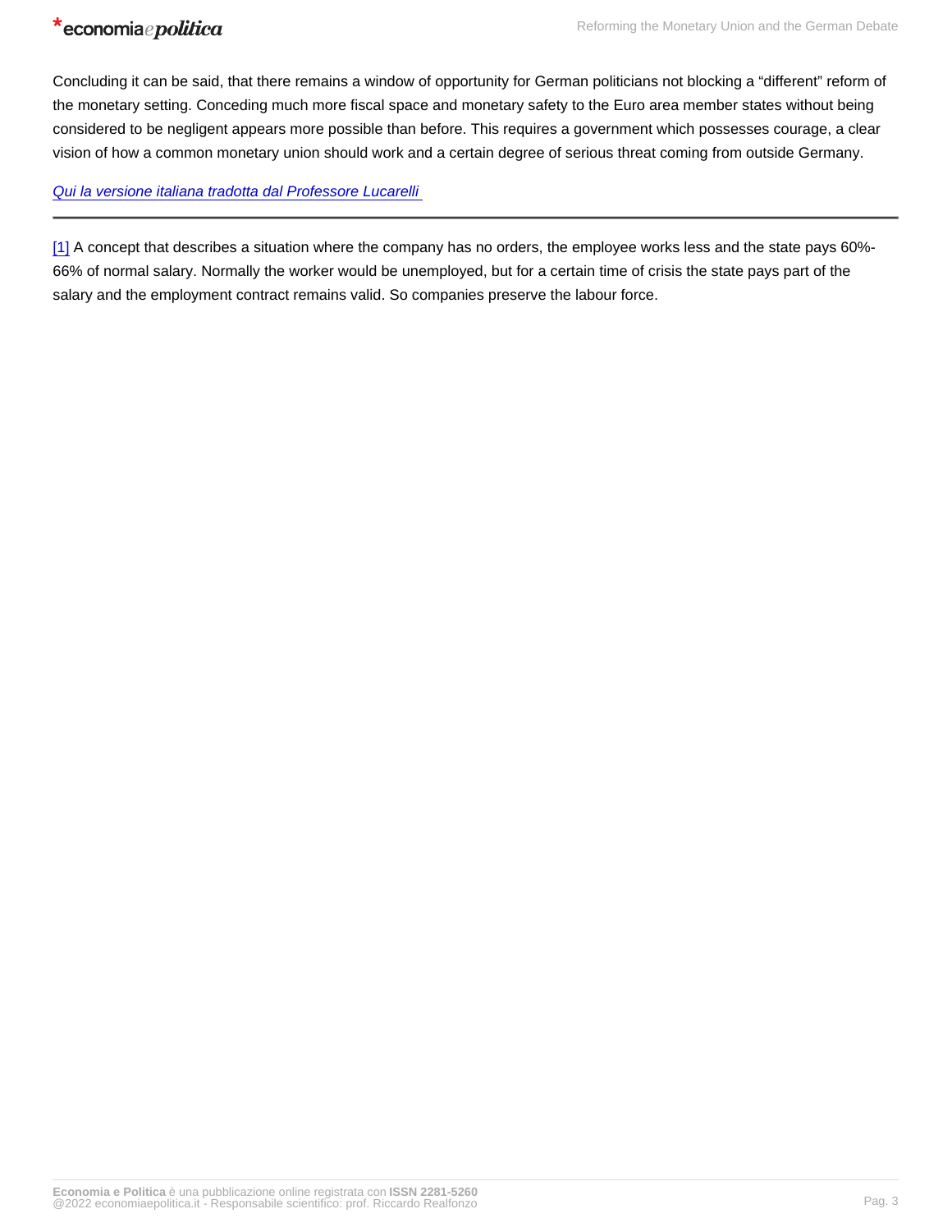Concluding it can be said, that there remains a window of opportunity for German politicians not blocking a “different” reform of the monetary setting. Conceding much more fiscal space and monetary safety to the Euro area member states without being considered to be negligent appears more possible than before. This requires a government which possesses courage, a clear vision of how a common monetary union should work and a certain degree of serious threat coming from outside Germany.

*Qui la versione italiana tradotta dal Professore Lucarelli*

---

[1] A concept that describes a situation where the company has no orders, the employee works less and the state pays 60%-66% of normal salary. Normally the worker would be unemployed, but for a certain time of crisis the state pays part of the salary and the employment contract remains valid. So companies preserve the labour force.